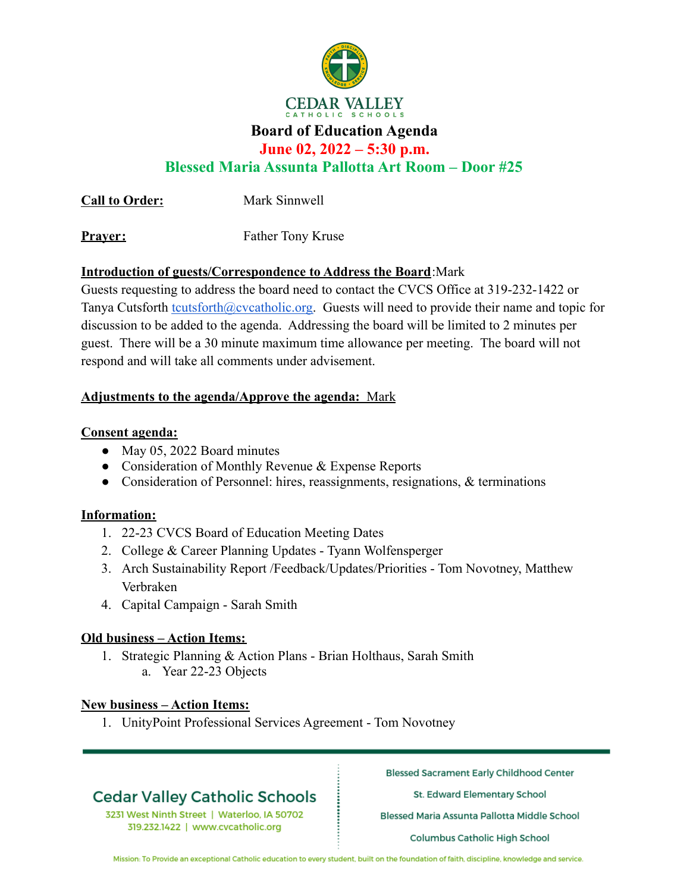# CEDAR VALLEY CATHOLIC SCHOOLS

## Board of Education Agenda

**June 02, 2022 – 5:30 p.m.**

**Blessed Maria Assunta Pallotta Art Room – Door #25**

**Call to Order:** Mark Sinnwell

**Prayer:** Father Tony Kruse

**Introduction of guests/Correspondence to Address the Board**:Mark
Guests requesting to address the board need to contact the CVCS Office at 319-232-1422 or Tanya Cutsforth tcutsforth@cvcatholic.org. Guests will need to provide their name and topic for discussion to be added to the agenda. Addressing the board will be limited to 2 minutes per guest. There will be a 30 minute maximum time allowance per meeting. The board will not respond and will take all comments under advisement.

**Adjustments to the agenda/Approve the agenda: Mark**

**Consent agenda:**

- May 05, 2022 Board minutes
- Consideration of Monthly Revenue & Expense Reports
- Consideration of Personnel: hires, reassignments, resignations, & terminations

**Information:**

1. 22-23 CVCS Board of Education Meeting Dates
2. College & Career Planning Updates - Tyann Wolfensperger
3. Arch Sustainability Report /Feedback/Updates/Priorities - Tom Novotney, Matthew Verbraken
4. Capital Campaign - Sarah Smith

**Old business – Action Items:**

1. Strategic Planning & Action Plans - Brian Holthaus, Sarah Smith
   a. Year 22-23 Objects

**New business – Action Items:**

1. UnityPoint Professional Services Agreement - Tom Novotney

Cedar Valley Catholic Schools
3231 West Ninth Street | Waterloo, IA 50702
319.232.1422 | www.cvcatholic.org

Blessed Sacrament Early Childhood Center
St. Edward Elementary School
Blessed Maria Assunta Pallotta Middle School
Columbus Catholic High School

Mission: To Provide an exceptional Catholic education to every student, built on the foundation of faith, discipline, knowledge and service.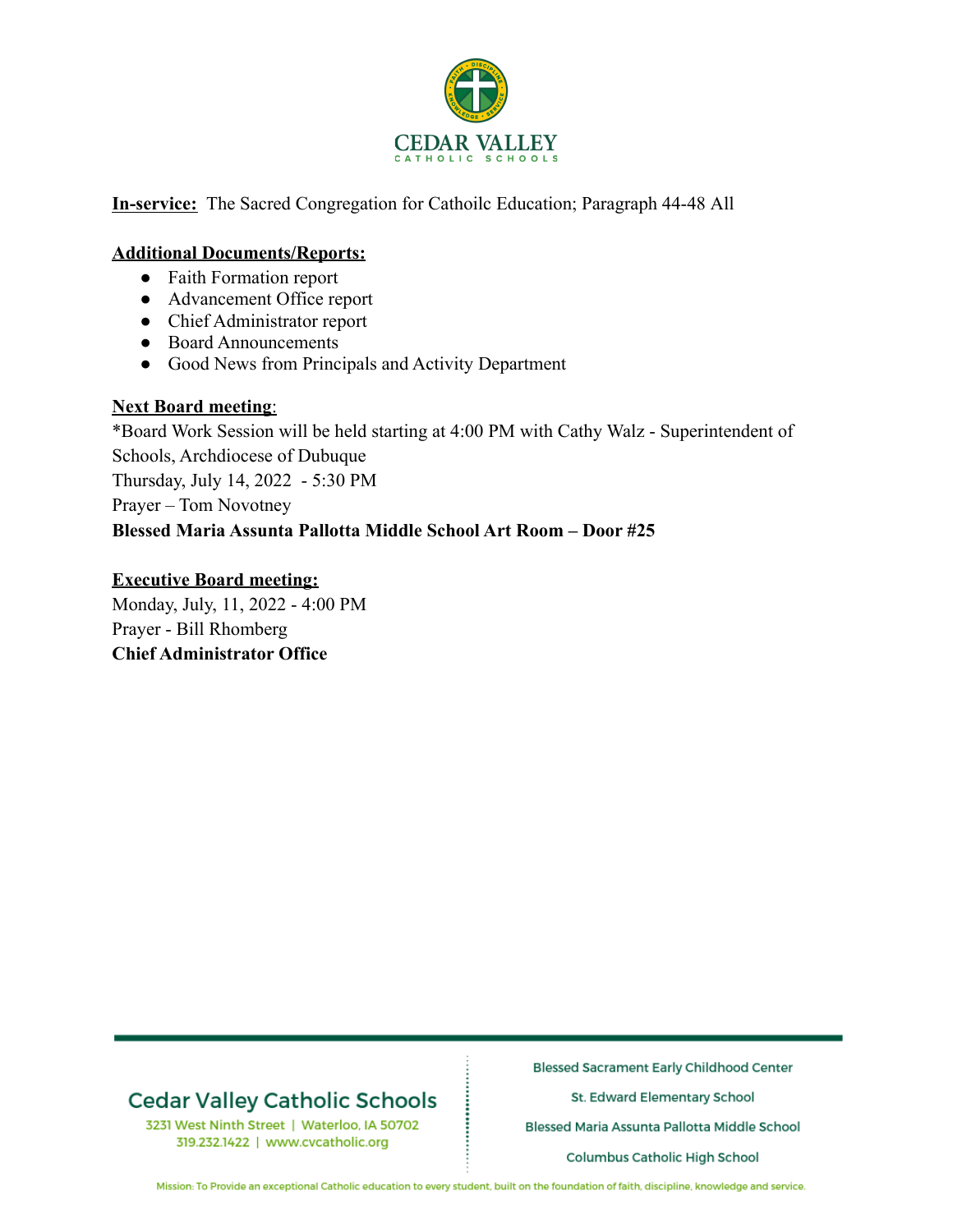**In-service:** The Sacred Congregation for Cathoilc Education; Paragraph 44-48 All

**Additional Documents/Reports:**

- Faith Formation report
- Advancement Office report
- Chief Administrator report
- Board Announcements
- Good News from Principals and Activity Department

**Next Board meeting**:
*Board Work Session will be held starting at 4:00 PM with Cathy Walz - Superintendent of Schools, Archdiocese of Dubuque
Thursday, July 14, 2022 - 5:30 PM
Prayer – Tom Novotney
**Blessed Maria Assunta Pallotta Middle School Art Room – Door #25**

**Executive Board meeting:**
Monday, July, 11, 2022 - 4:00 PM
Prayer - Bill Rhomberg
**Chief Administrator Office**

Cedar Valley Catholic Schools
3231 West Ninth Street | Waterloo, IA 50702
319.232.1422 | www.cvcatholic.org

Blessed Sacrament Early Childhood Center
St. Edward Elementary School
Blessed Maria Assunta Pallotta Middle School
Columbus Catholic High School

Mission: To Provide an exceptional Catholic education to every student, built on the foundation of faith, discipline, knowledge and service.